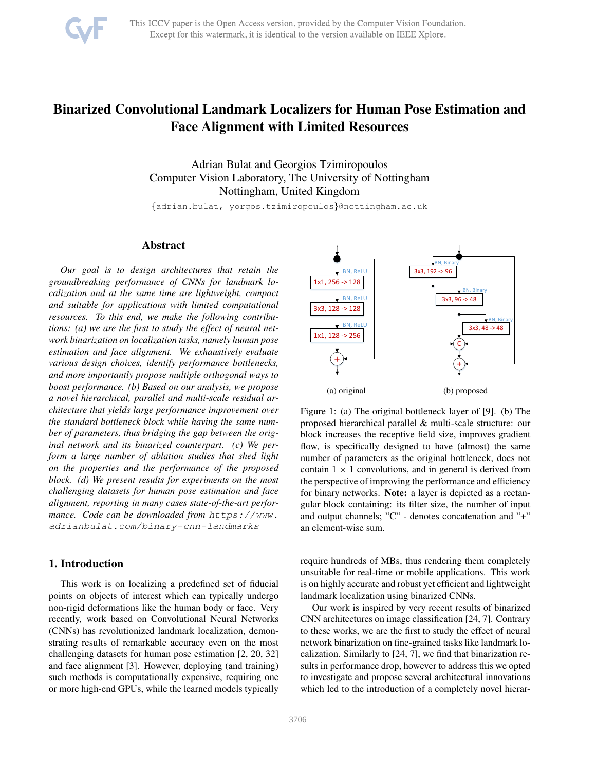# Binarized Convolutional Landmark Localizers for Human Pose Estimation and Face Alignment with Limited Resources

Adrian Bulat and Georgios Tzimiropoulos
Computer Vision Laboratory, The University of Nottingham
Nottingham, United Kingdom

{adrian.bulat, yorgos.tzimiropoulos}@nottingham.ac.uk

## Abstract

*Our goal is to design architectures that retain the groundbreaking performance of CNNs for landmark localization and at the same time are lightweight, compact and suitable for applications with limited computational resources. To this end, we make the following contributions: (a) we are the first to study the effect of neural network binarization on localization tasks, namely human pose estimation and face alignment. We exhaustively evaluate various design choices, identify performance bottlenecks, and more importantly propose multiple orthogonal ways to boost performance. (b) Based on our analysis, we propose a novel hierarchical, parallel and multi-scale residual architecture that yields large performance improvement over the standard bottleneck block while having the same number of parameters, thus bridging the gap between the original network and its binarized counterpart. (c) We perform a large number of ablation studies that shed light on the properties and the performance of the proposed block. (d) We present results for experiments on the most challenging datasets for human pose estimation and face alignment, reporting in many cases state-of-the-art performance. Code can be downloaded from* `https://www.adrianbulat.com/binary-cnn-landmarks`

BN, ReLU
1x1, 256 -> 128
BN, ReLU
3x3, 128 -> 128
BN, ReLU
1x1, 128 -> 256
+

(a) original

BN, Binary
3x3, 192 -> 96
BN, Binary
3x3, 96 -> 48
BN, Binary
3x3, 48 -> 48
C
+

(b) proposed

Figure 1: (a) The original bottleneck layer of [9]. (b) The proposed hierarchical parallel & multi-scale structure: our block increases the receptive field size, improves gradient flow, is specifically designed to have (almost) the same number of parameters as the original bottleneck, does not contain $1 \times 1$ convolutions, and in general is derived from the perspective of improving the performance and efficiency for binary networks. **Note:** a layer is depicted as a rectangular block containing: its filter size, the number of input and output channels; "C" - denotes concatenation and "+" an element-wise sum.

## 1. Introduction

This work is on localizing a predefined set of fiducial points on objects of interest which can typically undergo non-rigid deformations like the human body or face. Very recently, work based on Convolutional Neural Networks (CNNs) has revolutionized landmark localization, demonstrating results of remarkable accuracy even on the most challenging datasets for human pose estimation [2, 20, 32] and face alignment [3]. However, deploying (and training) such methods is computationally expensive, requiring one or more high-end GPUs, while the learned models typically require hundreds of MBs, thus rendering them completely unsuitable for real-time or mobile applications. This work is on highly accurate and robust yet efficient and lightweight landmark localization using binarized CNNs.

Our work is inspired by very recent results of binarized CNN architectures on image classification [24, 7]. Contrary to these works, we are the first to study the effect of neural network binarization on fine-grained tasks like landmark localization. Similarly to [24, 7], we find that binarization results in performance drop, however to address this we opted to investigate and propose several architectural innovations which led to the introduction of a completely novel hierar-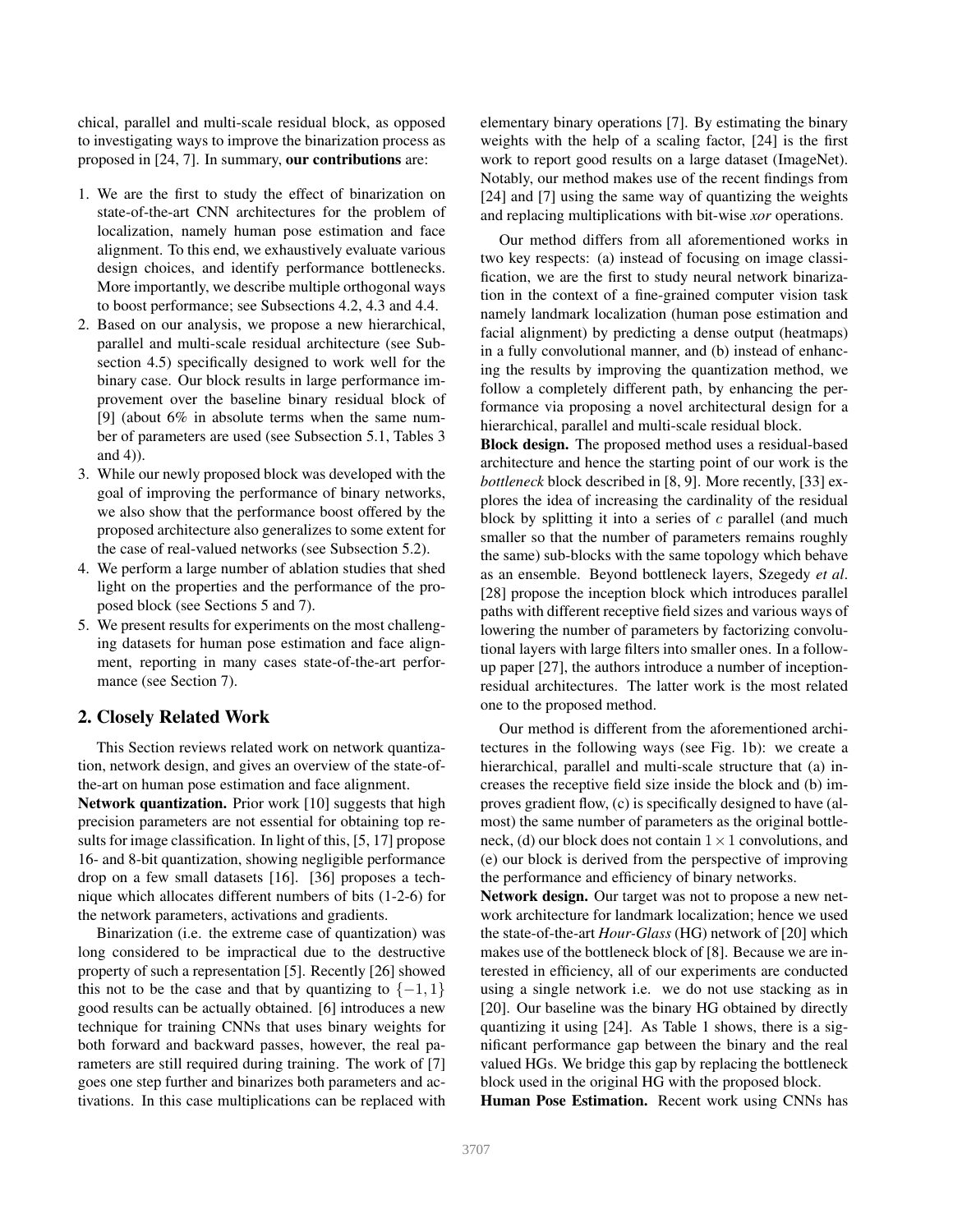chical, parallel and multi-scale residual block, as opposed to investigating ways to improve the binarization process as proposed in [24, 7]. In summary, **our contributions** are:

1. We are the first to study the effect of binarization on state-of-the-art CNN architectures for the problem of localization, namely human pose estimation and face alignment. To this end, we exhaustively evaluate various design choices, and identify performance bottlenecks. More importantly, we describe multiple orthogonal ways to boost performance; see Subsections 4.2, 4.3 and 4.4.
2. Based on our analysis, we propose a new hierarchical, parallel and multi-scale residual architecture (see Subsection 4.5) specifically designed to work well for the binary case. Our block results in large performance improvement over the baseline binary residual block of [9] (about 6% in absolute terms when the same number of parameters are used (see Subsection 5.1, Tables 3 and 4)).
3. While our newly proposed block was developed with the goal of improving the performance of binary networks, we also show that the performance boost offered by the proposed architecture also generalizes to some extent for the case of real-valued networks (see Subsection 5.2).
4. We perform a large number of ablation studies that shed light on the properties and the performance of the proposed block (see Sections 5 and 7).
5. We present results for experiments on the most challenging datasets for human pose estimation and face alignment, reporting in many cases state-of-the-art performance (see Section 7).

## 2. Closely Related Work

This Section reviews related work on network quantization, network design, and gives an overview of the state-of-the-art on human pose estimation and face alignment.

**Network quantization.** Prior work [10] suggests that high precision parameters are not essential for obtaining top results for image classification. In light of this, [5, 17] propose 16- and 8-bit quantization, showing negligible performance drop on a few small datasets [16]. [36] proposes a technique which allocates different numbers of bits (1-2-6) for the network parameters, activations and gradients.

Binarization (i.e. the extreme case of quantization) was long considered to be impractical due to the destructive property of such a representation [5]. Recently [26] showed this not to be the case and that by quantizing to $\{-1, 1\}$ good results can be actually obtained. [6] introduces a new technique for training CNNs that uses binary weights for both forward and backward passes, however, the real parameters are still required during training. The work of [7] goes one step further and binarizes both parameters and activations. In this case multiplications can be replaced with elementary binary operations [7]. By estimating the binary weights with the help of a scaling factor, [24] is the first work to report good results on a large dataset (ImageNet). Notably, our method makes use of the recent findings from [24] and [7] using the same way of quantizing the weights and replacing multiplications with bit-wise *xor* operations.

Our method differs from all aforementioned works in two key respects: (a) instead of focusing on image classification, we are the first to study neural network binarization in the context of a fine-grained computer vision task namely landmark localization (human pose estimation and facial alignment) by predicting a dense output (heatmaps) in a fully convolutional manner, and (b) instead of enhancing the results by improving the quantization method, we follow a completely different path, by enhancing the performance via proposing a novel architectural design for a hierarchical, parallel and multi-scale residual block.

**Block design.** The proposed method uses a residual-based architecture and hence the starting point of our work is the *bottleneck* block described in [8, 9]. More recently, [33] explores the idea of increasing the cardinality of the residual block by splitting it into a series of $c$ parallel (and much smaller so that the number of parameters remains roughly the same) sub-blocks with the same topology which behave as an ensemble. Beyond bottleneck layers, Szegedy *et al*. [28] propose the inception block which introduces parallel paths with different receptive field sizes and various ways of lowering the number of parameters by factorizing convolutional layers with large filters into smaller ones. In a follow-up paper [27], the authors introduce a number of inception-residual architectures. The latter work is the most related one to the proposed method.

Our method is different from the aforementioned architectures in the following ways (see Fig. 1b): we create a hierarchical, parallel and multi-scale structure that (a) increases the receptive field size inside the block and (b) improves gradient flow, (c) is specifically designed to have (almost) the same number of parameters as the original bottleneck, (d) our block does not contain $1 \times 1$ convolutions, and (e) our block is derived from the perspective of improving the performance and efficiency of binary networks.

**Network design.** Our target was not to propose a new network architecture for landmark localization; hence we used the state-of-the-art *Hour-Glass* (HG) network of [20] which makes use of the bottleneck block of [8]. Because we are interested in efficiency, all of our experiments are conducted using a single network i.e. we do not use stacking as in [20]. Our baseline was the binary HG obtained by directly quantizing it using [24]. As Table 1 shows, there is a significant performance gap between the binary and the real valued HGs. We bridge this gap by replacing the bottleneck block used in the original HG with the proposed block.

**Human Pose Estimation.** Recent work using CNNs has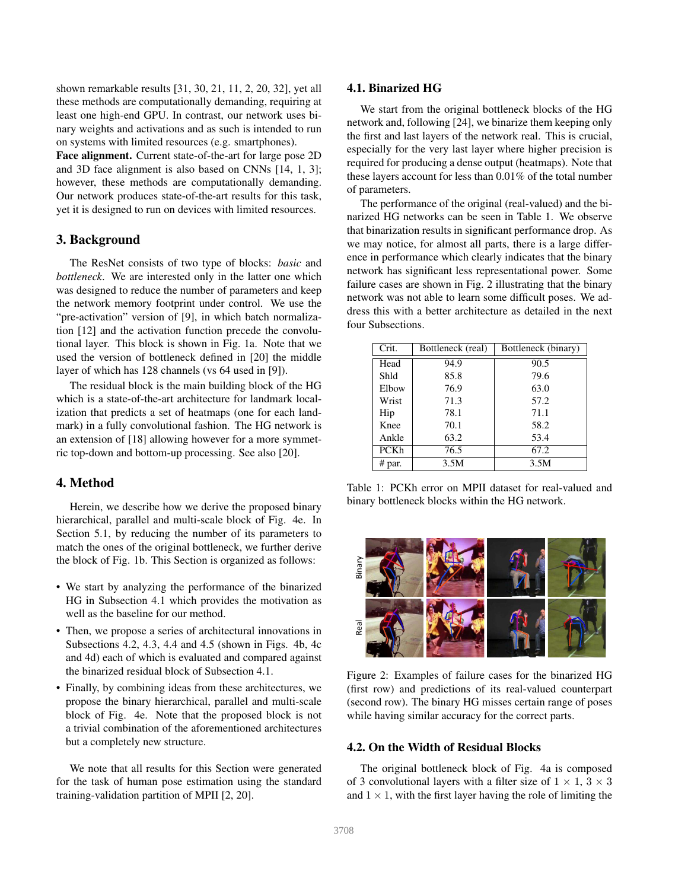shown remarkable results [31, 30, 21, 11, 2, 20, 32], yet all these methods are computationally demanding, requiring at least one high-end GPU. In contrast, our network uses binary weights and activations and as such is intended to run on systems with limited resources (e.g. smartphones).

**Face alignment.** Current state-of-the-art for large pose 2D and 3D face alignment is also based on CNNs [14, 1, 3]; however, these methods are computationally demanding. Our network produces state-of-the-art results for this task, yet it is designed to run on devices with limited resources.

## 3. Background

The ResNet consists of two type of blocks: *basic* and *bottleneck*. We are interested only in the latter one which was designed to reduce the number of parameters and keep the network memory footprint under control. We use the "pre-activation" version of [9], in which batch normalization [12] and the activation function precede the convolutional layer. This block is shown in Fig. 1a. Note that we used the version of bottleneck defined in [20] the middle layer of which has 128 channels (vs 64 used in [9]).

The residual block is the main building block of the HG which is a state-of-the-art architecture for landmark localization that predicts a set of heatmaps (one for each landmark) in a fully convolutional fashion. The HG network is an extension of [18] allowing however for a more symmetric top-down and bottom-up processing. See also [20].

## 4. Method

Herein, we describe how we derive the proposed binary hierarchical, parallel and multi-scale block of Fig. 4e. In Section 5.1, by reducing the number of its parameters to match the ones of the original bottleneck, we further derive the block of Fig. 1b. This Section is organized as follows:

- We start by analyzing the performance of the binarized HG in Subsection 4.1 which provides the motivation as well as the baseline for our method.
- Then, we propose a series of architectural innovations in Subsections 4.2, 4.3, 4.4 and 4.5 (shown in Figs. 4b, 4c and 4d) each of which is evaluated and compared against the binarized residual block of Subsection 4.1.
- Finally, by combining ideas from these architectures, we propose the binary hierarchical, parallel and multi-scale block of Fig. 4e. Note that the proposed block is not a trivial combination of the aforementioned architectures but a completely new structure.

We note that all results for this Section were generated for the task of human pose estimation using the standard training-validation partition of MPII [2, 20].

### 4.1. Binarized HG

We start from the original bottleneck blocks of the HG network and, following [24], we binarize them keeping only the first and last layers of the network real. This is crucial, especially for the very last layer where higher precision is required for producing a dense output (heatmaps). Note that these layers account for less than 0.01% of the total number of parameters.

The performance of the original (real-valued) and the binarized HG networks can be seen in Table 1. We observe that binarization results in significant performance drop. As we may notice, for almost all parts, there is a large difference in performance which clearly indicates that the binary network has significant less representational power. Some failure cases are shown in Fig. 2 illustrating that the binary network was not able to learn some difficult poses. We address this with a better architecture as detailed in the next four Subsections.

| Crit. | Bottleneck (real) | Bottleneck (binary) |
|---|---|---|
| Head | 94.9 | 90.5 |
| Shld | 85.8 | 79.6 |
| Elbow | 76.9 | 63.0 |
| Wrist | 71.3 | 57.2 |
| Hip | 78.1 | 71.1 |
| Knee | 70.1 | 58.2 |
| Ankle | 63.2 | 53.4 |
| PCKh | 76.5 | 67.2 |
| # par. | 3.5M | 3.5M |

Table 1: PCKh error on MPII dataset for real-valued and binary bottleneck blocks within the HG network.

Figure 2: Examples of failure cases for the binarized HG (first row) and predictions of its real-valued counterpart (second row). The binary HG misses certain range of poses while having similar accuracy for the correct parts.

### 4.2. On the Width of Residual Blocks

The original bottleneck block of Fig. 4a is composed of 3 convolutional layers with a filter size of $1 \times 1$, $3 \times 3$ and $1 \times 1$, with the first layer having the role of limiting the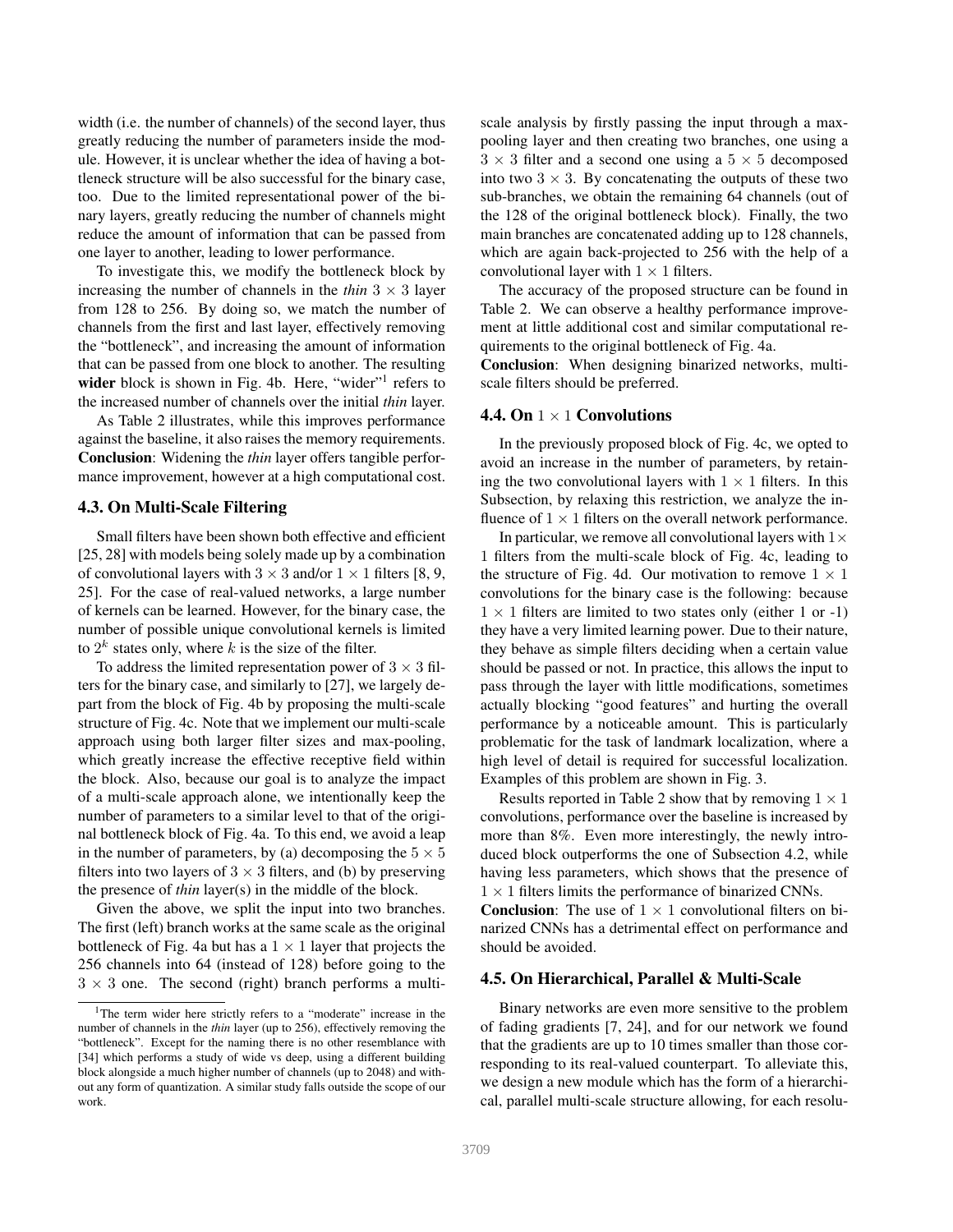width (i.e. the number of channels) of the second layer, thus greatly reducing the number of parameters inside the module. However, it is unclear whether the idea of having a bottleneck structure will be also successful for the binary case, too. Due to the limited representational power of the binary layers, greatly reducing the number of channels might reduce the amount of information that can be passed from one layer to another, leading to lower performance.

To investigate this, we modify the bottleneck block by increasing the number of channels in the *thin* $3 \times 3$ layer from 128 to 256. By doing so, we match the number of channels from the first and last layer, effectively removing the "bottleneck", and increasing the amount of information that can be passed from one block to another. The resulting **wider** block is shown in Fig. 4b. Here, "wider"[1] refers to the increased number of channels over the initial *thin* layer.

As Table 2 illustrates, while this improves performance against the baseline, it also raises the memory requirements.

**Conclusion**: Widening the *thin* layer offers tangible performance improvement, however at a high computational cost.

### 4.3. On Multi-Scale Filtering

Small filters have been shown both effective and efficient [25, 28] with models being solely made up by a combination of convolutional layers with $3 \times 3$ and/or $1 \times 1$ filters [8, 9, 25]. For the case of real-valued networks, a large number of kernels can be learned. However, for the binary case, the number of possible unique convolutional kernels is limited to $2^k$ states only, where $k$ is the size of the filter.

To address the limited representation power of $3 \times 3$ filters for the binary case, and similarly to [27], we largely depart from the block of Fig. 4b by proposing the multi-scale structure of Fig. 4c. Note that we implement our multi-scale approach using both larger filter sizes and max-pooling, which greatly increase the effective receptive field within the block. Also, because our goal is to analyze the impact of a multi-scale approach alone, we intentionally keep the number of parameters to a similar level to that of the original bottleneck block of Fig. 4a. To this end, we avoid a leap in the number of parameters, by (a) decomposing the $5 \times 5$ filters into two layers of $3 \times 3$ filters, and (b) by preserving the presence of *thin* layer(s) in the middle of the block.

Given the above, we split the input into two branches. The first (left) branch works at the same scale as the original bottleneck of Fig. 4a but has a $1 \times 1$ layer that projects the 256 channels into 64 (instead of 128) before going to the $3 \times 3$ one. The second (right) branch performs a multi-scale analysis by firstly passing the input through a max-pooling layer and then creating two branches, one using a $3 \times 3$ filter and a second one using a $5 \times 5$ decomposed into two $3 \times 3$. By concatenating the outputs of these two sub-branches, we obtain the remaining 64 channels (out of the 128 of the original bottleneck block). Finally, the two main branches are concatenated adding up to 128 channels, which are again back-projected to 256 with the help of a convolutional layer with $1 \times 1$ filters.

The accuracy of the proposed structure can be found in Table 2. We can observe a healthy performance improvement at little additional cost and similar computational requirements to the original bottleneck of Fig. 4a.

**Conclusion**: When designing binarized networks, multi-scale filters should be preferred.

### 4.4. On $1 \times 1$ Convolutions

In the previously proposed block of Fig. 4c, we opted to avoid an increase in the number of parameters, by retaining the two convolutional layers with $1 \times 1$ filters. In this Subsection, by relaxing this restriction, we analyze the influence of $1 \times 1$ filters on the overall network performance.

In particular, we remove all convolutional layers with $1 \times 1$ filters from the multi-scale block of Fig. 4c, leading to the structure of Fig. 4d. Our motivation to remove $1 \times 1$ convolutions for the binary case is the following: because $1 \times 1$ filters are limited to two states only (either 1 or -1) they have a very limited learning power. Due to their nature, they behave as simple filters deciding when a certain value should be passed or not. In practice, this allows the input to pass through the layer with little modifications, sometimes actually blocking "good features" and hurting the overall performance by a noticeable amount. This is particularly problematic for the task of landmark localization, where a high level of detail is required for successful localization. Examples of this problem are shown in Fig. 3.

Results reported in Table 2 show that by removing $1 \times 1$ convolutions, performance over the baseline is increased by more than 8%. Even more interestingly, the newly introduced block outperforms the one of Subsection 4.2, while having less parameters, which shows that the presence of $1 \times 1$ filters limits the performance of binarized CNNs.

**Conclusion**: The use of $1 \times 1$ convolutional filters on binarized CNNs has a detrimental effect on performance and should be avoided.

### 4.5. On Hierarchical, Parallel & Multi-Scale

Binary networks are even more sensitive to the problem of fading gradients [7, 24], and for our network we found that the gradients are up to 10 times smaller than those corresponding to its real-valued counterpart. To alleviate this, we design a new module which has the form of a hierarchical, parallel multi-scale structure allowing, for each resolu-

[1] The term wider here strictly refers to a "moderate" increase in the number of channels in the *thin* layer (up to 256), effectively removing the "bottleneck". Except for the naming there is no other resemblance with [34] which performs a study of wide vs deep, using a different building block alongside a much higher number of channels (up to 2048) and without any form of quantization. A similar study falls outside the scope of our work.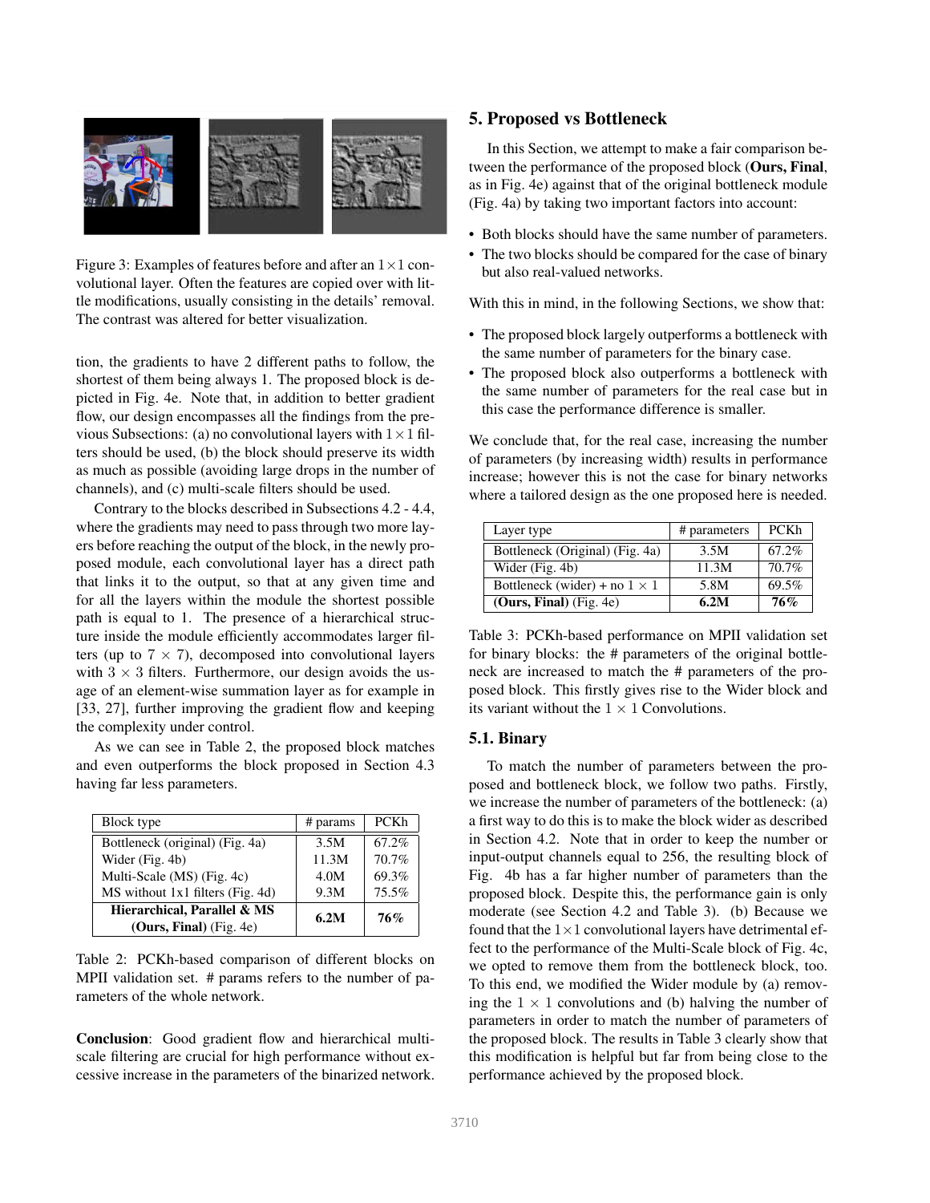Figure 3: Examples of features before and after an $1 \times 1$ convolutional layer. Often the features are copied over with little modifications, usually consisting in the details' removal. The contrast was altered for better visualization.

tion, the gradients to have 2 different paths to follow, the shortest of them being always 1. The proposed block is depicted in Fig. 4e. Note that, in addition to better gradient flow, our design encompasses all the findings from the previous Subsections: (a) no convolutional layers with $1 \times 1$ filters should be used, (b) the block should preserve its width as much as possible (avoiding large drops in the number of channels), and (c) multi-scale filters should be used.

Contrary to the blocks described in Subsections 4.2 - 4.4, where the gradients may need to pass through two more layers before reaching the output of the block, in the newly proposed module, each convolutional layer has a direct path that links it to the output, so that at any given time and for all the layers within the module the shortest possible path is equal to 1. The presence of a hierarchical structure inside the module efficiently accommodates larger filters (up to $7 \times 7$), decomposed into convolutional layers with $3 \times 3$ filters. Furthermore, our design avoids the usage of an element-wise summation layer as for example in [33, 27], further improving the gradient flow and keeping the complexity under control.

As we can see in Table 2, the proposed block matches and even outperforms the block proposed in Section 4.3 having far less parameters.

| Block type | # params | PCKh |
|---|---|---|
| Bottleneck (original) (Fig. 4a) | 3.5M | 67.2% |
| Wider (Fig. 4b) | 11.3M | 70.7% |
| Multi-Scale (MS) (Fig. 4c) | 4.0M | 69.3% |
| MS without 1x1 filters (Fig. 4d) | 9.3M | 75.5% |
| **Hierarchical, Parallel & MS (Ours, Final)** (Fig. 4e) | **6.2M** | **76%** |

Table 2: PCKh-based comparison of different blocks on MPII validation set. # params refers to the number of parameters of the whole network.

**Conclusion**: Good gradient flow and hierarchical multi-scale filtering are crucial for high performance without excessive increase in the parameters of the binarized network.

## 5. Proposed vs Bottleneck

In this Section, we attempt to make a fair comparison between the performance of the proposed block (**Ours, Final**, as in Fig. 4e) against that of the original bottleneck module (Fig. 4a) by taking two important factors into account:

- Both blocks should have the same number of parameters.
- The two blocks should be compared for the case of binary but also real-valued networks.

With this in mind, in the following Sections, we show that:

- The proposed block largely outperforms a bottleneck with the same number of parameters for the binary case.
- The proposed block also outperforms a bottleneck with the same number of parameters for the real case but in this case the performance difference is smaller.

We conclude that, for the real case, increasing the number of parameters (by increasing width) results in performance increase; however this is not the case for binary networks where a tailored design as the one proposed here is needed.

| Layer type | # parameters | PCKh |
|---|---|---|
| Bottleneck (Original) (Fig. 4a) | 3.5M | 67.2% |
| Wider (Fig. 4b) | 11.3M | 70.7% |
| Bottleneck (wider) + no $1 \times 1$ | 5.8M | 69.5% |
| **(Ours, Final)** (Fig. 4e) | **6.2M** | **76%** |

Table 3: PCKh-based performance on MPII validation set for binary blocks: the # parameters of the original bottleneck are increased to match the # parameters of the proposed block. This firstly gives rise to the Wider block and its variant without the $1 \times 1$ Convolutions.

### 5.1. Binary

To match the number of parameters between the proposed and bottleneck block, we follow two paths. Firstly, we increase the number of parameters of the bottleneck: (a) a first way to do this is to make the block wider as described in Section 4.2. Note that in order to keep the number or input-output channels equal to 256, the resulting block of Fig. 4b has a far higher number of parameters than the proposed block. Despite this, the performance gain is only moderate (see Section 4.2 and Table 3). (b) Because we found that the $1 \times 1$ convolutional layers have detrimental effect to the performance of the Multi-Scale block of Fig. 4c, we opted to remove them from the bottleneck block, too. To this end, we modified the Wider module by (a) removing the $1 \times 1$ convolutions and (b) halving the number of parameters in order to match the number of parameters of the proposed block. The results in Table 3 clearly show that this modification is helpful but far from being close to the performance achieved by the proposed block.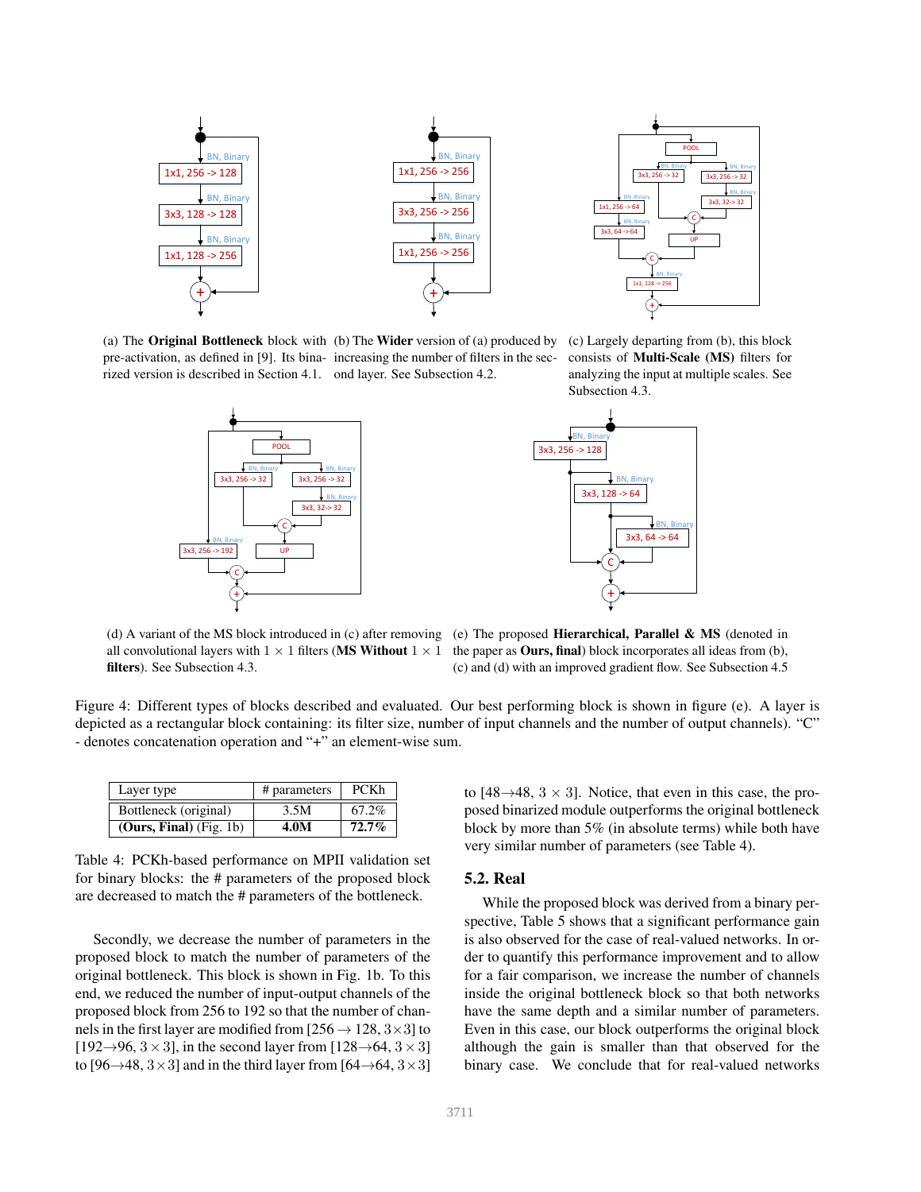(a) The **Original Bottleneck** block with pre-activation, as defined in [9]. Its binarized version is described in Section 4.1.

(b) The **Wider** version of (a) produced by increasing the number of filters in the second layer. See Subsection 4.2.

(c) Largely departing from (b), this block consists of **Multi-Scale (MS)** filters for analyzing the input at multiple scales. See Subsection 4.3.

(d) A variant of the MS block introduced in (c) after removing all convolutional layers with $1 \times 1$ filters (**MS Without** $1 \times 1$ **filters**). See Subsection 4.3.

(e) The proposed **Hierarchical, Parallel & MS** (denoted in the paper as **Ours, final**) block incorporates all ideas from (b), (c) and (d) with an improved gradient flow. See Subsection 4.5

Figure 4: Different types of blocks described and evaluated. Our best performing block is shown in figure (e). A layer is depicted as a rectangular block containing: its filter size, number of input channels and the number of output channels). "C" - denotes concatenation operation and "+" an element-wise sum.

| Layer type | # parameters | PCKh |
|---|---|---|
| Bottleneck (original) | 3.5M | 67.2% |
| **(Ours, Final)** (Fig. 1b) | **4.0M** | **72.7%** |

Table 4: PCKh-based performance on MPII validation set for binary blocks: the # parameters of the proposed block are decreased to match the # parameters of the bottleneck.

Secondly, we decrease the number of parameters in the proposed block to match the number of parameters of the original bottleneck. This block is shown in Fig. 1b. To this end, we reduced the number of input-output channels of the proposed block from 256 to 192 so that the number of channels in the first layer are modified from [$256 \rightarrow 128, 3 \times 3$] to [$192 \rightarrow 96, 3 \times 3$], in the second layer from [$128 \rightarrow 64, 3 \times 3$] to [$96 \rightarrow 48, 3 \times 3$] and in the third layer from [$64 \rightarrow 64, 3 \times 3$] to [$48 \rightarrow 48, 3 \times 3$]. Notice, that even in this case, the proposed binarized module outperforms the original bottleneck block by more than 5% (in absolute terms) while both have very similar number of parameters (see Table 4).

## 5.2. Real

While the proposed block was derived from a binary perspective, Table 5 shows that a significant performance gain is also observed for the case of real-valued networks. In order to quantify this performance improvement and to allow for a fair comparison, we increase the number of channels inside the original bottleneck block so that both networks have the same depth and a similar number of parameters. Even in this case, our block outperforms the original block although the gain is smaller than that observed for the binary case. We conclude that for real-valued networks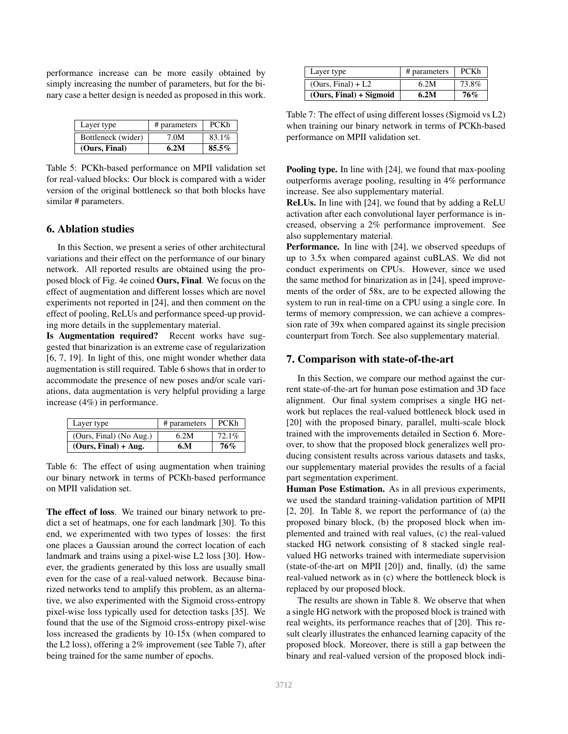performance increase can be more easily obtained by simply increasing the number of parameters, but for the binary case a better design is needed as proposed in this work.

| Layer type | # parameters | PCKh |
|---|---|---|
| Bottleneck (wider) | 7.0M | 83.1% |
| **(Ours, Final)** | **6.2M** | **85.5%** |

Table 5: PCKh-based performance on MPII validation set for real-valued blocks: Our block is compared with a wider version of the original bottleneck so that both blocks have similar # parameters.

## 6. Ablation studies

In this Section, we present a series of other architectural variations and their effect on the performance of our binary network. All reported results are obtained using the proposed block of Fig. 4e coined **Ours, Final**. We focus on the effect of augmentation and different losses which are novel experiments not reported in [24], and then comment on the effect of pooling, ReLUs and performance speed-up providing more details in the supplementary material.

**Is Augmentation required?** Recent works have suggested that binarization is an extreme case of regularization [6, 7, 19]. In light of this, one might wonder whether data augmentation is still required. Table 6 shows that in order to accommodate the presence of new poses and/or scale variations, data augmentation is very helpful providing a large increase (4%) in performance.

| Layer type | # parameters | PCKh |
|---|---|---|
| (Ours, Final) (No Aug.) | 6.2M | 72.1% |
| **(Ours, Final) + Aug.** | **6.M** | **76%** |

Table 6: The effect of using augmentation when training our binary network in terms of PCKh-based performance on MPII validation set.

**The effect of loss**. We trained our binary network to predict a set of heatmaps, one for each landmark [30]. To this end, we experimented with two types of losses: the first one places a Gaussian around the correct location of each landmark and trains using a pixel-wise L2 loss [30]. However, the gradients generated by this loss are usually small even for the case of a real-valued network. Because binarized networks tend to amplify this problem, as an alternative, we also experimented with the Sigmoid cross-entropy pixel-wise loss typically used for detection tasks [35]. We found that the use of the Sigmoid cross-entropy pixel-wise loss increased the gradients by 10-15x (when compared to the L2 loss), offering a 2% improvement (see Table 7), after being trained for the same number of epochs.

| Layer type | # parameters | PCKh |
|---|---|---|
| (Ours, Final) + L2 | 6.2M | 73.8% |
| **(Ours, Final) + Sigmoid** | **6.2M** | **76%** |

Table 7: The effect of using different losses (Sigmoid vs L2) when training our binary network in terms of PCKh-based performance on MPII validation set.

**Pooling type.** In line with [24], we found that max-pooling outperforms average pooling, resulting in 4% performance increase. See also supplementary material.

**ReLUs.** In line with [24], we found that by adding a ReLU activation after each convolutional layer performance is increased, observing a 2% performance improvement. See also supplementary material.

**Performance.** In line with [24], we observed speedups of up to 3.5x when compared against cuBLAS. We did not conduct experiments on CPUs. However, since we used the same method for binarization as in [24], speed improvements of the order of 58x, are to be expected allowing the system to run in real-time on a CPU using a single core. In terms of memory compression, we can achieve a compression rate of 39x when compared against its single precision counterpart from Torch. See also supplementary material.

## 7. Comparison with state-of-the-art

In this Section, we compare our method against the current state-of-the-art for human pose estimation and 3D face alignment. Our final system comprises a single HG network but replaces the real-valued bottleneck block used in [20] with the proposed binary, parallel, multi-scale block trained with the improvements detailed in Section 6. Moreover, to show that the proposed block generalizes well producing consistent results across various datasets and tasks, our supplementary material provides the results of a facial part segmentation experiment.

**Human Pose Estimation.** As in all previous experiments, we used the standard training-validation partition of MPII [2, 20]. In Table 8, we report the performance of (a) the proposed binary block, (b) the proposed block when implemented and trained with real values, (c) the real-valued stacked HG network consisting of 8 stacked single real-valued HG networks trained with intermediate supervision (state-of-the-art on MPII [20]) and, finally, (d) the same real-valued network as in (c) where the bottleneck block is replaced by our proposed block.

The results are shown in Table 8. We observe that when a single HG network with the proposed block is trained with real weights, its performance reaches that of [20]. This result clearly illustrates the enhanced learning capacity of the proposed block. Moreover, there is still a gap between the binary and real-valued version of the proposed block indi-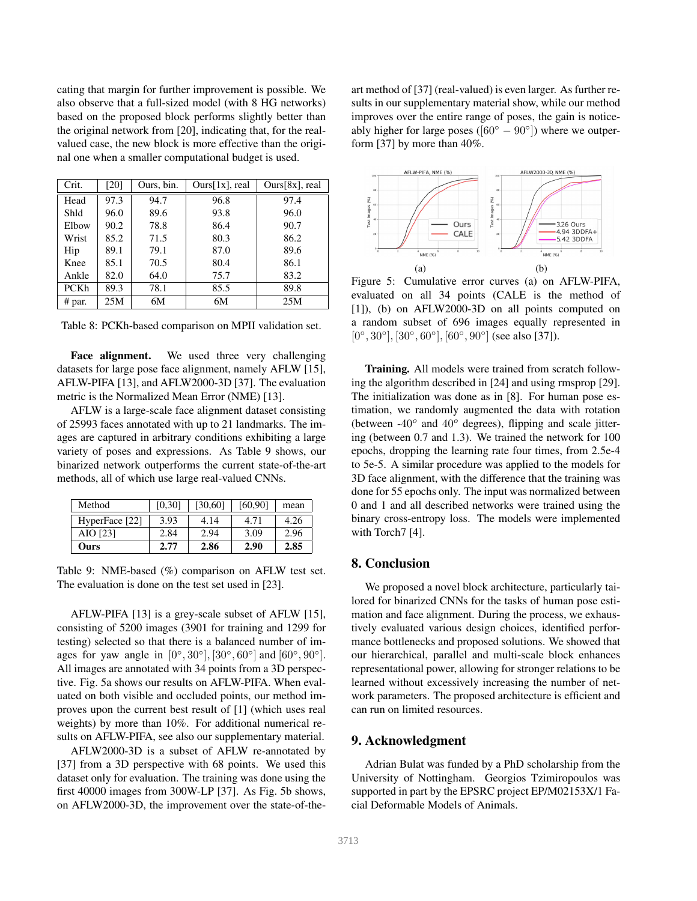cating that margin for further improvement is possible. We also observe that a full-sized model (with 8 HG networks) based on the proposed block performs slightly better than the original network from [20], indicating that, for the real-valued case, the new block is more effective than the original one when a smaller computational budget is used.

| Crit. | [20] | Ours, bin. | Ours[1x], real | Ours[8x], real |
|---|---|---|---|---|
| Head | 97.3 | 94.7 | 96.8 | 97.4 |
| Shld | 96.0 | 89.6 | 93.8 | 96.0 |
| Elbow | 90.2 | 78.8 | 86.4 | 90.7 |
| Wrist | 85.2 | 71.5 | 80.3 | 86.2 |
| Hip | 89.1 | 79.1 | 87.0 | 89.6 |
| Knee | 85.1 | 70.5 | 80.4 | 86.1 |
| Ankle | 82.0 | 64.0 | 75.7 | 83.2 |
| PCKh | 89.3 | 78.1 | 85.5 | 89.8 |
| # par. | 25M | 6M | 6M | 25M |

Table 8: PCKh-based comparison on MPII validation set.

**Face alignment.** We used three very challenging datasets for large pose face alignment, namely AFLW [15], AFLW-PIFA [13], and AFLW2000-3D [37]. The evaluation metric is the Normalized Mean Error (NME) [13].

AFLW is a large-scale face alignment dataset consisting of 25993 faces annotated with up to 21 landmarks. The images are captured in arbitrary conditions exhibiting a large variety of poses and expressions. As Table 9 shows, our binarized network outperforms the current state-of-the-art methods, all of which use large real-valued CNNs.

| Method | [0,30] | [30,60] | [60,90] | mean |
|---|---|---|---|---|
| HyperFace [22] | 3.93 | 4.14 | 4.71 | 4.26 |
| AIO [23] | 2.84 | 2.94 | 3.09 | 2.96 |
| **Ours** | **2.77** | **2.86** | **2.90** | **2.85** |

Table 9: NME-based (%) comparison on AFLW test set. The evaluation is done on the test set used in [23].

AFLW-PIFA [13] is a grey-scale subset of AFLW [15], consisting of 5200 images (3901 for training and 1299 for testing) selected so that there is a balanced number of images for yaw angle in $[0°, 30°]$, $[30°, 60°]$ and $[60°, 90°]$. All images are annotated with 34 points from a 3D perspective. Fig. 5a shows our results on AFLW-PIFA. When evaluated on both visible and occluded points, our method improves upon the current best result of [1] (which uses real weights) by more than 10%. For additional numerical results on AFLW-PIFA, see also our supplementary material.

AFLW2000-3D is a subset of AFLW re-annotated by [37] from a 3D perspective with 68 points. We used this dataset only for evaluation. The training was done using the first 40000 images from 300W-LP [37]. As Fig. 5b shows, on AFLW2000-3D, the improvement over the state-of-the-art method of [37] (real-valued) is even larger. As further results in our supplementary material show, while our method improves over the entire range of poses, the gain is noticeably higher for large poses ($[60° - 90°]$) where we outperform [37] by more than 40%.

Figure 5: Cumulative error curves (a) on AFLW-PIFA, evaluated on all 34 points (CALE is the method of [1]), (b) on AFLW2000-3D on all points computed on a random subset of 696 images equally represented in $[0°, 30°]$, $[30°, 60°]$, $[60°, 90°]$ (see also [37]).

**Training.** All models were trained from scratch following the algorithm described in [24] and using rmsprop [29]. The initialization was done as in [8]. For human pose estimation, we randomly augmented the data with rotation (between -$40^o$ and $40^o$ degrees), flipping and scale jittering (between 0.7 and 1.3). We trained the network for 100 epochs, dropping the learning rate four times, from 2.5e-4 to 5e-5. A similar procedure was applied to the models for 3D face alignment, with the difference that the training was done for 55 epochs only. The input was normalized between 0 and 1 and all described networks were trained using the binary cross-entropy loss. The models were implemented with Torch7 [4].

## 8. Conclusion

We proposed a novel block architecture, particularly tailored for binarized CNNs for the tasks of human pose estimation and face alignment. During the process, we exhaustively evaluated various design choices, identified performance bottlenecks and proposed solutions. We showed that our hierarchical, parallel and multi-scale block enhances representational power, allowing for stronger relations to be learned without excessively increasing the number of network parameters. The proposed architecture is efficient and can run on limited resources.

## 9. Acknowledgment

Adrian Bulat was funded by a PhD scholarship from the University of Nottingham. Georgios Tzimiropoulos was supported in part by the EPSRC project EP/M02153X/1 Facial Deformable Models of Animals.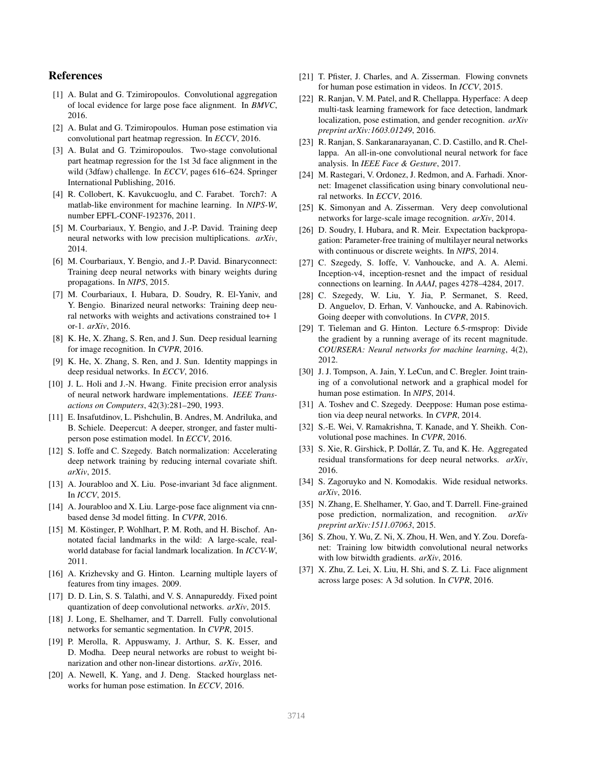## References

[1] A. Bulat and G. Tzimiropoulos. Convolutional aggregation of local evidence for large pose face alignment. In *BMVC*, 2016.

[2] A. Bulat and G. Tzimiropoulos. Human pose estimation via convolutional part heatmap regression. In *ECCV*, 2016.

[3] A. Bulat and G. Tzimiropoulos. Two-stage convolutional part heatmap regression for the 1st 3d face alignment in the wild (3dfaw) challenge. In *ECCV*, pages 616–624. Springer International Publishing, 2016.

[4] R. Collobert, K. Kavukcuoglu, and C. Farabet. Torch7: A matlab-like environment for machine learning. In *NIPS-W*, number EPFL-CONF-192376, 2011.

[5] M. Courbariaux, Y. Bengio, and J.-P. David. Training deep neural networks with low precision multiplications. *arXiv*, 2014.

[6] M. Courbariaux, Y. Bengio, and J.-P. David. Binaryconnect: Training deep neural networks with binary weights during propagations. In *NIPS*, 2015.

[7] M. Courbariaux, I. Hubara, D. Soudry, R. El-Yaniv, and Y. Bengio. Binarized neural networks: Training deep neural networks with weights and activations constrained to+ 1 or-1. *arXiv*, 2016.

[8] K. He, X. Zhang, S. Ren, and J. Sun. Deep residual learning for image recognition. In *CVPR*, 2016.

[9] K. He, X. Zhang, S. Ren, and J. Sun. Identity mappings in deep residual networks. In *ECCV*, 2016.

[10] J. L. Holi and J.-N. Hwang. Finite precision error analysis of neural network hardware implementations. *IEEE Transactions on Computers*, 42(3):281–290, 1993.

[11] E. Insafutdinov, L. Pishchulin, B. Andres, M. Andriluka, and B. Schiele. Deepercut: A deeper, stronger, and faster multi-person pose estimation model. In *ECCV*, 2016.

[12] S. Ioffe and C. Szegedy. Batch normalization: Accelerating deep network training by reducing internal covariate shift. *arXiv*, 2015.

[13] A. Jourabloo and X. Liu. Pose-invariant 3d face alignment. In *ICCV*, 2015.

[14] A. Jourabloo and X. Liu. Large-pose face alignment via cnn-based dense 3d model fitting. In *CVPR*, 2016.

[15] M. Köstinger, P. Wohlhart, P. M. Roth, and H. Bischof. Annotated facial landmarks in the wild: A large-scale, real-world database for facial landmark localization. In *ICCV-W*, 2011.

[16] A. Krizhevsky and G. Hinton. Learning multiple layers of features from tiny images. 2009.

[17] D. D. Lin, S. S. Talathi, and V. S. Annapureddy. Fixed point quantization of deep convolutional networks. *arXiv*, 2015.

[18] J. Long, E. Shelhamer, and T. Darrell. Fully convolutional networks for semantic segmentation. In *CVPR*, 2015.

[19] P. Merolla, R. Appuswamy, J. Arthur, S. K. Esser, and D. Modha. Deep neural networks are robust to weight binarization and other non-linear distortions. *arXiv*, 2016.

[20] A. Newell, K. Yang, and J. Deng. Stacked hourglass networks for human pose estimation. In *ECCV*, 2016.

[21] T. Pfister, J. Charles, and A. Zisserman. Flowing convnets for human pose estimation in videos. In *ICCV*, 2015.

[22] R. Ranjan, V. M. Patel, and R. Chellappa. Hyperface: A deep multi-task learning framework for face detection, landmark localization, pose estimation, and gender recognition. *arXiv preprint arXiv:1603.01249*, 2016.

[23] R. Ranjan, S. Sankaranarayanan, C. D. Castillo, and R. Chellappa. An all-in-one convolutional neural network for face analysis. In *IEEE Face & Gesture*, 2017.

[24] M. Rastegari, V. Ordonez, J. Redmon, and A. Farhadi. Xnor-net: Imagenet classification using binary convolutional neural networks. In *ECCV*, 2016.

[25] K. Simonyan and A. Zisserman. Very deep convolutional networks for large-scale image recognition. *arXiv*, 2014.

[26] D. Soudry, I. Hubara, and R. Meir. Expectation backpropagation: Parameter-free training of multilayer neural networks with continuous or discrete weights. In *NIPS*, 2014.

[27] C. Szegedy, S. Ioffe, V. Vanhoucke, and A. A. Alemi. Inception-v4, inception-resnet and the impact of residual connections on learning. In *AAAI*, pages 4278–4284, 2017.

[28] C. Szegedy, W. Liu, Y. Jia, P. Sermanet, S. Reed, D. Anguelov, D. Erhan, V. Vanhoucke, and A. Rabinovich. Going deeper with convolutions. In *CVPR*, 2015.

[29] T. Tieleman and G. Hinton. Lecture 6.5-rmsprop: Divide the gradient by a running average of its recent magnitude. *COURSERA: Neural networks for machine learning*, 4(2), 2012.

[30] J. J. Tompson, A. Jain, Y. LeCun, and C. Bregler. Joint training of a convolutional network and a graphical model for human pose estimation. In *NIPS*, 2014.

[31] A. Toshev and C. Szegedy. Deeppose: Human pose estimation via deep neural networks. In *CVPR*, 2014.

[32] S.-E. Wei, V. Ramakrishna, T. Kanade, and Y. Sheikh. Convolutional pose machines. In *CVPR*, 2016.

[33] S. Xie, R. Girshick, P. Dollár, Z. Tu, and K. He. Aggregated residual transformations for deep neural networks. *arXiv*, 2016.

[34] S. Zagoruyko and N. Komodakis. Wide residual networks. *arXiv*, 2016.

[35] N. Zhang, E. Shelhamer, Y. Gao, and T. Darrell. Fine-grained pose prediction, normalization, and recognition. *arXiv preprint arXiv:1511.07063*, 2015.

[36] S. Zhou, Y. Wu, Z. Ni, X. Zhou, H. Wen, and Y. Zou. Dorefa-net: Training low bitwidth convolutional neural networks with low bitwidth gradients. *arXiv*, 2016.

[37] X. Zhu, Z. Lei, X. Liu, H. Shi, and S. Z. Li. Face alignment across large poses: A 3d solution. In *CVPR*, 2016.